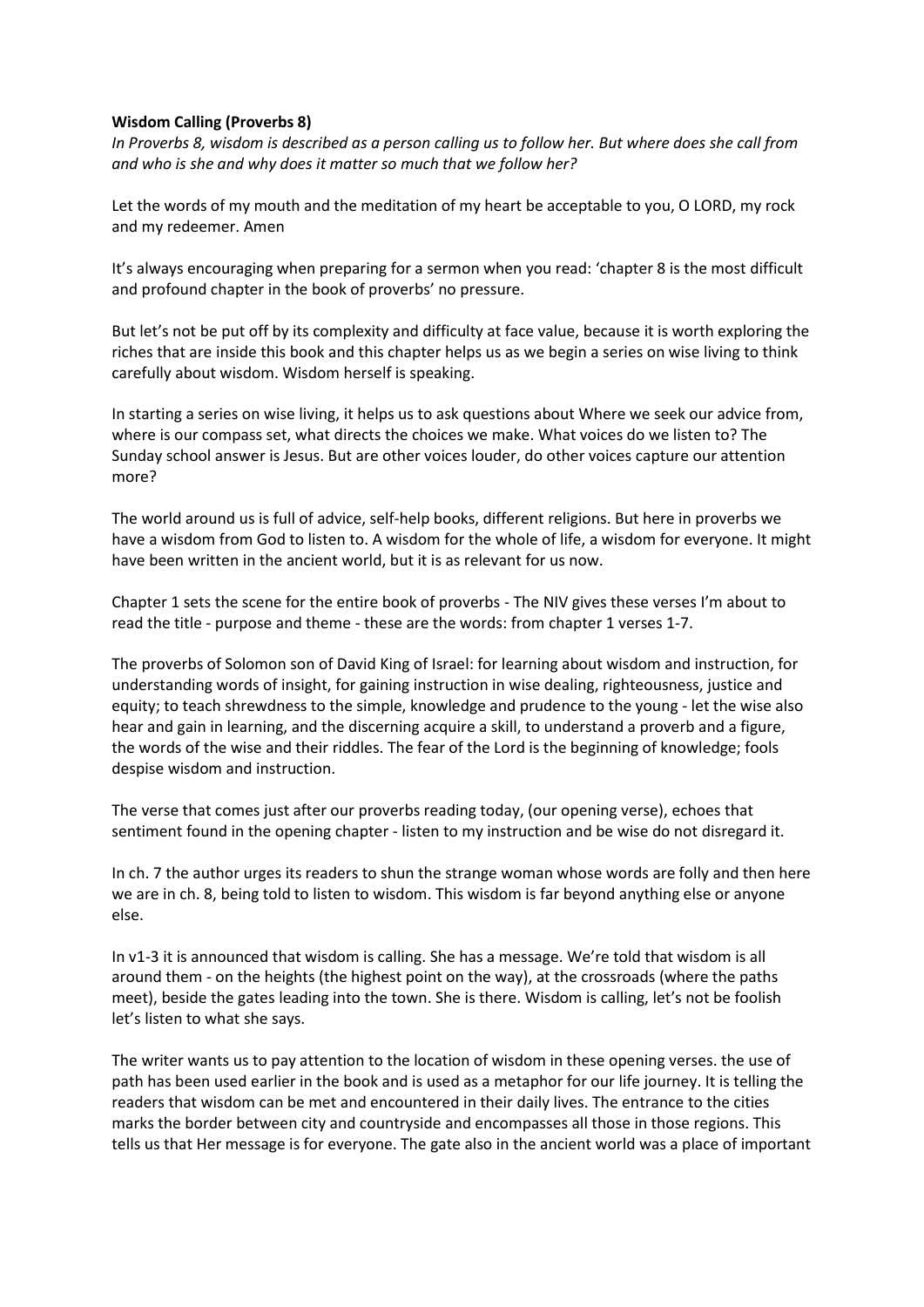**Wisdom Calling (Proverbs 8)**

*In Proverbs 8, wisdom is described as a person calling us to follow her. But where does she call from and who is she and why does it matter so much that we follow her?*

Let the words of my mouth and the meditation of my heart be acceptable to you, O LORD, my rock and my redeemer. Amen

It's always encouraging when preparing for a sermon when you read: 'chapter 8 is the most difficult and profound chapter in the book of proverbs' no pressure.

But let's not be put off by its complexity and difficulty at face value, because it is worth exploring the riches that are inside this book and this chapter helps us as we begin a series on wise living to think carefully about wisdom. Wisdom herself is speaking.

In starting a series on wise living, it helps us to ask questions about Where we seek our advice from, where is our compass set, what directs the choices we make. What voices do we listen to? The Sunday school answer is Jesus. But are other voices louder, do other voices capture our attention more?

The world around us is full of advice, self-help books, different religions. But here in proverbs we have a wisdom from God to listen to. A wisdom for the whole of life, a wisdom for everyone. It might have been written in the ancient world, but it is as relevant for us now.

Chapter 1 sets the scene for the entire book of proverbs - The NIV gives these verses I'm about to read the title - purpose and theme - these are the words: from chapter 1 verses 1-7.

The proverbs of Solomon son of David King of Israel: for learning about wisdom and instruction, for understanding words of insight, for gaining instruction in wise dealing, righteousness, justice and equity; to teach shrewdness to the simple, knowledge and prudence to the young - let the wise also hear and gain in learning, and the discerning acquire a skill, to understand a proverb and a figure, the words of the wise and their riddles. The fear of the Lord is the beginning of knowledge; fools despise wisdom and instruction.

The verse that comes just after our proverbs reading today, (our opening verse), echoes that sentiment found in the opening chapter - listen to my instruction and be wise do not disregard it.

In ch. 7 the author urges its readers to shun the strange woman whose words are folly and then here we are in ch. 8, being told to listen to wisdom. This wisdom is far beyond anything else or anyone else.

In v1-3 it is announced that wisdom is calling. She has a message. We're told that wisdom is all around them - on the heights (the highest point on the way), at the crossroads (where the paths meet), beside the gates leading into the town. She is there. Wisdom is calling, let's not be foolish let's listen to what she says.

The writer wants us to pay attention to the location of wisdom in these opening verses. the use of path has been used earlier in the book and is used as a metaphor for our life journey. It is telling the readers that wisdom can be met and encountered in their daily lives. The entrance to the cities marks the border between city and countryside and encompasses all those in those regions. This tells us that Her message is for everyone. The gate also in the ancient world was a place of important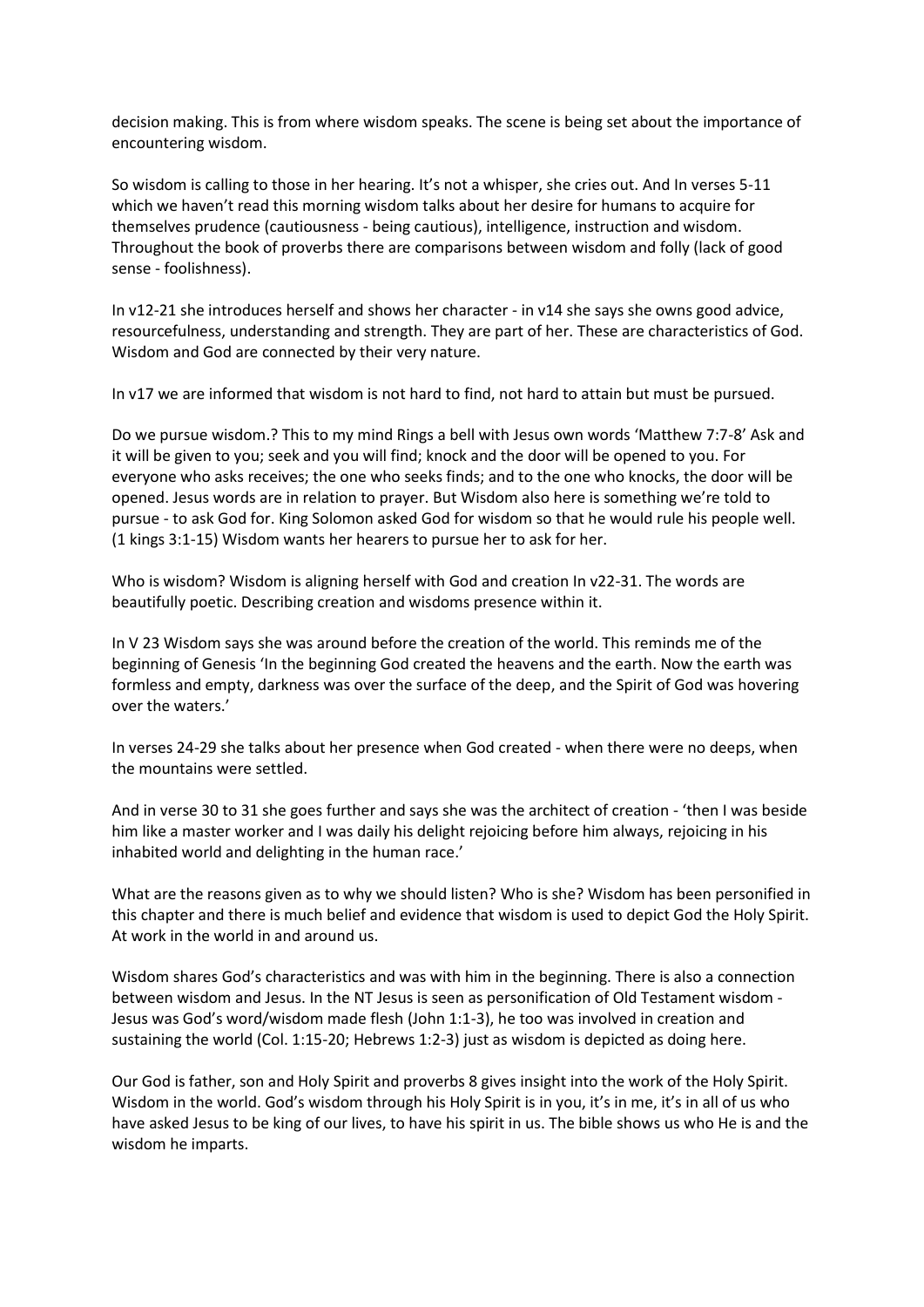decision making. This is from where wisdom speaks. The scene is being set about the importance of encountering wisdom.

So wisdom is calling to those in her hearing. It's not a whisper, she cries out. And In verses 5-11 which we haven't read this morning wisdom talks about her desire for humans to acquire for themselves prudence (cautiousness - being cautious), intelligence, instruction and wisdom. Throughout the book of proverbs there are comparisons between wisdom and folly (lack of good sense - foolishness).

In v12-21 she introduces herself and shows her character - in v14 she says she owns good advice, resourcefulness, understanding and strength. They are part of her. These are characteristics of God. Wisdom and God are connected by their very nature.

In v17 we are informed that wisdom is not hard to find, not hard to attain but must be pursued.

Do we pursue wisdom.? This to my mind Rings a bell with Jesus own words 'Matthew 7:7-8' Ask and it will be given to you; seek and you will find; knock and the door will be opened to you. For everyone who asks receives; the one who seeks finds; and to the one who knocks, the door will be opened. Jesus words are in relation to prayer. But Wisdom also here is something we're told to pursue - to ask God for. King Solomon asked God for wisdom so that he would rule his people well. (1 kings 3:1-15) Wisdom wants her hearers to pursue her to ask for her.

Who is wisdom? Wisdom is aligning herself with God and creation In v22-31. The words are beautifully poetic. Describing creation and wisdoms presence within it.

In V 23 Wisdom says she was around before the creation of the world. This reminds me of the beginning of Genesis 'In the beginning God created the heavens and the earth. Now the earth was formless and empty, darkness was over the surface of the deep, and the Spirit of God was hovering over the waters.'

In verses 24-29 she talks about her presence when God created - when there were no deeps, when the mountains were settled.

And in verse 30 to 31 she goes further and says she was the architect of creation - 'then I was beside him like a master worker and I was daily his delight rejoicing before him always, rejoicing in his inhabited world and delighting in the human race.'

What are the reasons given as to why we should listen? Who is she? Wisdom has been personified in this chapter and there is much belief and evidence that wisdom is used to depict God the Holy Spirit. At work in the world in and around us.

Wisdom shares God's characteristics and was with him in the beginning. There is also a connection between wisdom and Jesus. In the NT Jesus is seen as personification of Old Testament wisdom - Jesus was God's word/wisdom made flesh (John 1:1-3), he too was involved in creation and sustaining the world (Col. 1:15-20; Hebrews 1:2-3) just as wisdom is depicted as doing here.

Our God is father, son and Holy Spirit and proverbs 8 gives insight into the work of the Holy Spirit. Wisdom in the world. God's wisdom through his Holy Spirit is in you, it's in me, it's in all of us who have asked Jesus to be king of our lives, to have his spirit in us. The bible shows us who He is and the wisdom he imparts.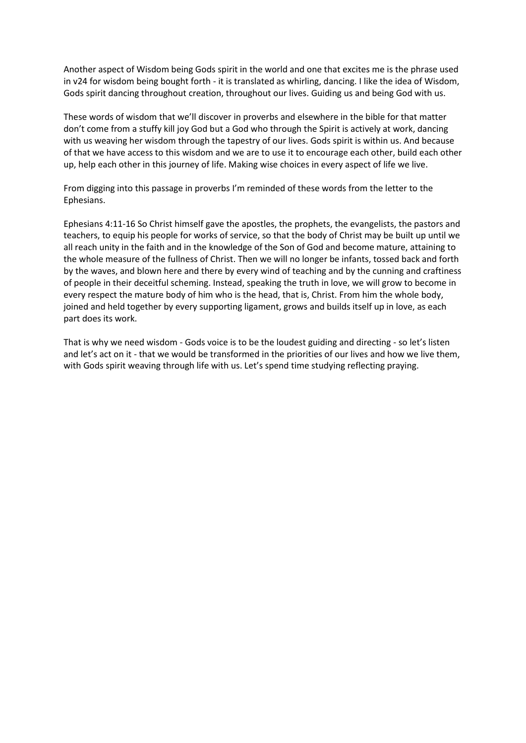Another aspect of Wisdom being Gods spirit in the world and one that excites me is the phrase used in v24 for wisdom being bought forth - it is translated as whirling, dancing. I like the idea of Wisdom, Gods spirit dancing throughout creation, throughout our lives. Guiding us and being God with us.

These words of wisdom that we'll discover in proverbs and elsewhere in the bible for that matter don't come from a stuffy kill joy God but a God who through the Spirit is actively at work, dancing with us weaving her wisdom through the tapestry of our lives. Gods spirit is within us. And because of that we have access to this wisdom and we are to use it to encourage each other, build each other up, help each other in this journey of life. Making wise choices in every aspect of life we live.

From digging into this passage in proverbs I'm reminded of these words from the letter to the Ephesians.

Ephesians 4:11-16 So Christ himself gave the apostles, the prophets, the evangelists, the pastors and teachers, to equip his people for works of service, so that the body of Christ may be built up until we all reach unity in the faith and in the knowledge of the Son of God and become mature, attaining to the whole measure of the fullness of Christ. Then we will no longer be infants, tossed back and forth by the waves, and blown here and there by every wind of teaching and by the cunning and craftiness of people in their deceitful scheming. Instead, speaking the truth in love, we will grow to become in every respect the mature body of him who is the head, that is, Christ. From him the whole body, joined and held together by every supporting ligament, grows and builds itself up in love, as each part does its work.

That is why we need wisdom - Gods voice is to be the loudest guiding and directing - so let's listen and let's act on it - that we would be transformed in the priorities of our lives and how we live them, with Gods spirit weaving through life with us. Let's spend time studying reflecting praying.